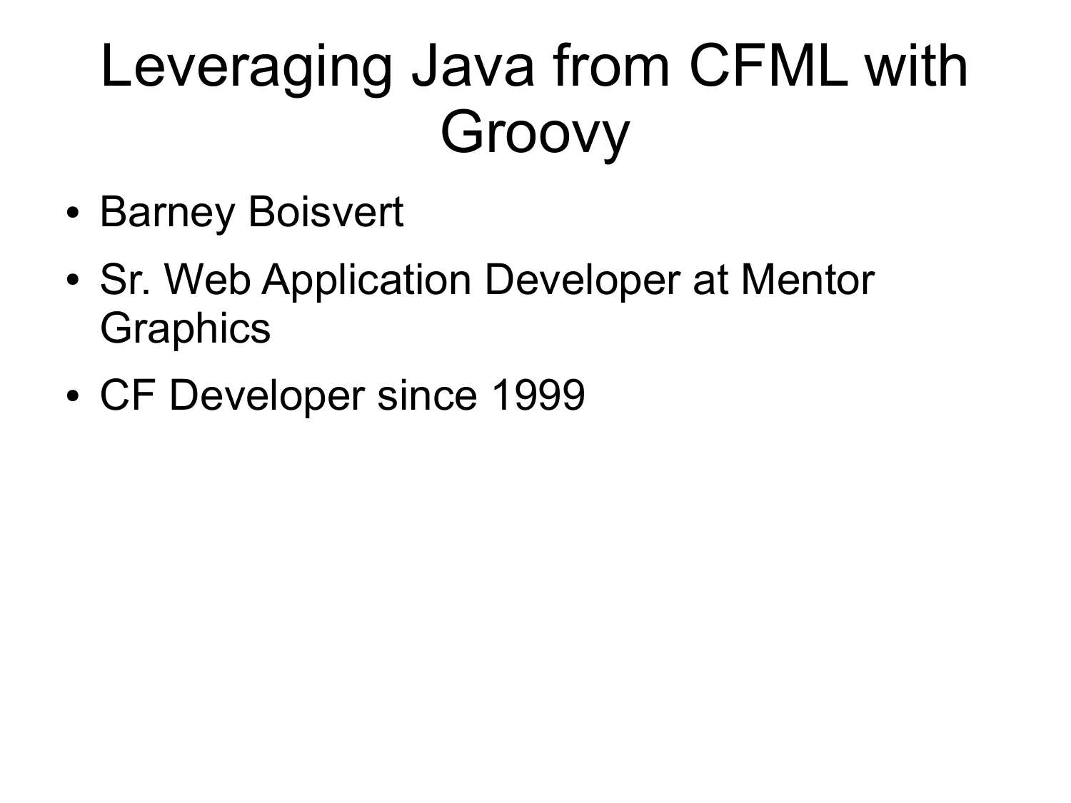# Leveraging Java from CFML with Groovy

- Barney Boisvert
- Sr. Web Application Developer at Mentor Graphics
- CF Developer since 1999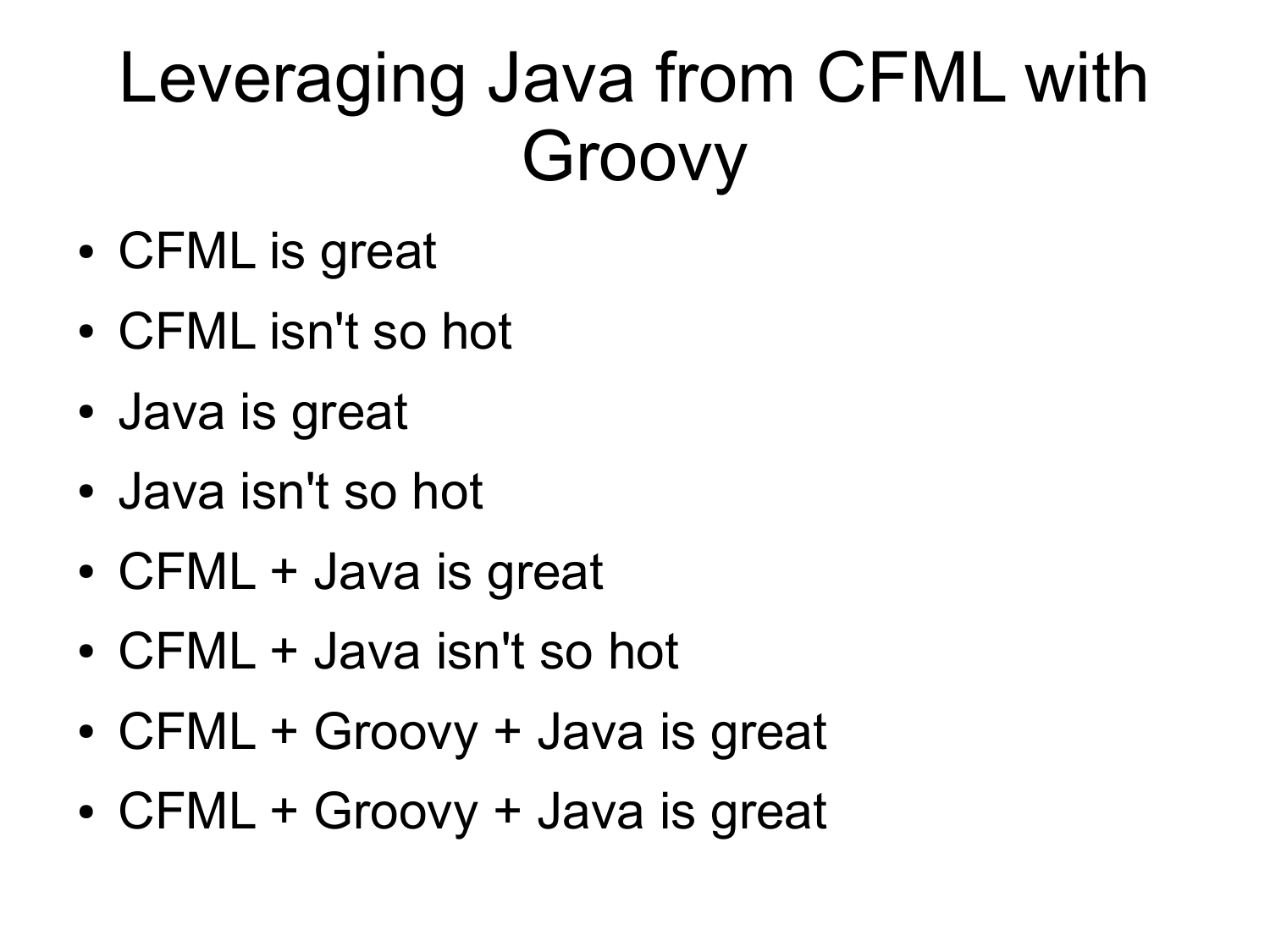# Leveraging Java from CFML with Groovy

- CFML is great
- CFML isn't so hot
- Java is great
- Java isn't so hot
- CFML + Java is great
- CFML + Java isn't so hot
- CFML + Groovy + Java is great
- CFML + Groovy + Java is great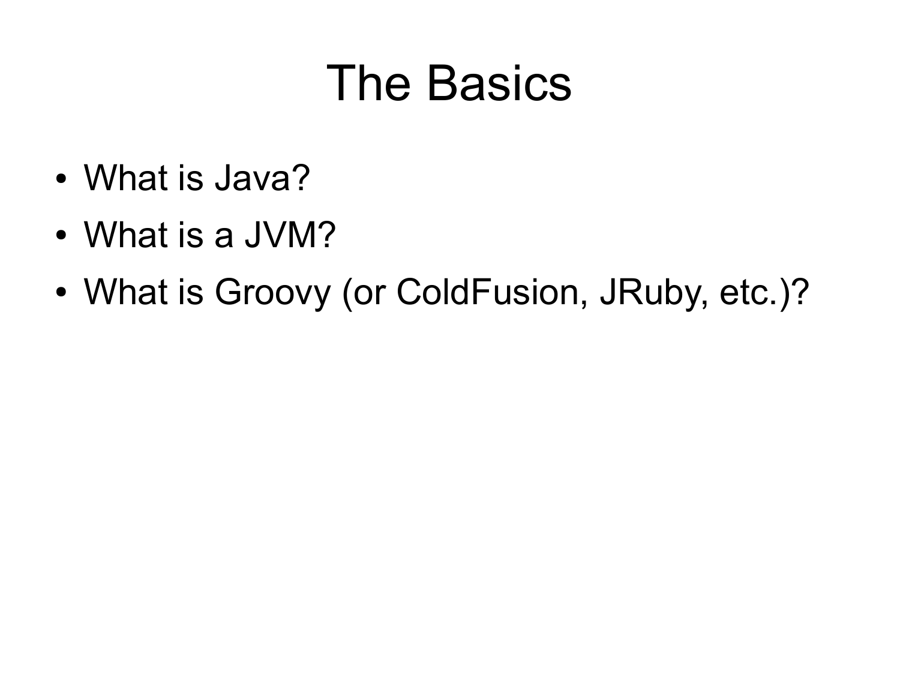# The Basics

- What is Java?
- What is a JVM?
- What is Groovy (or ColdFusion, JRuby, etc.)?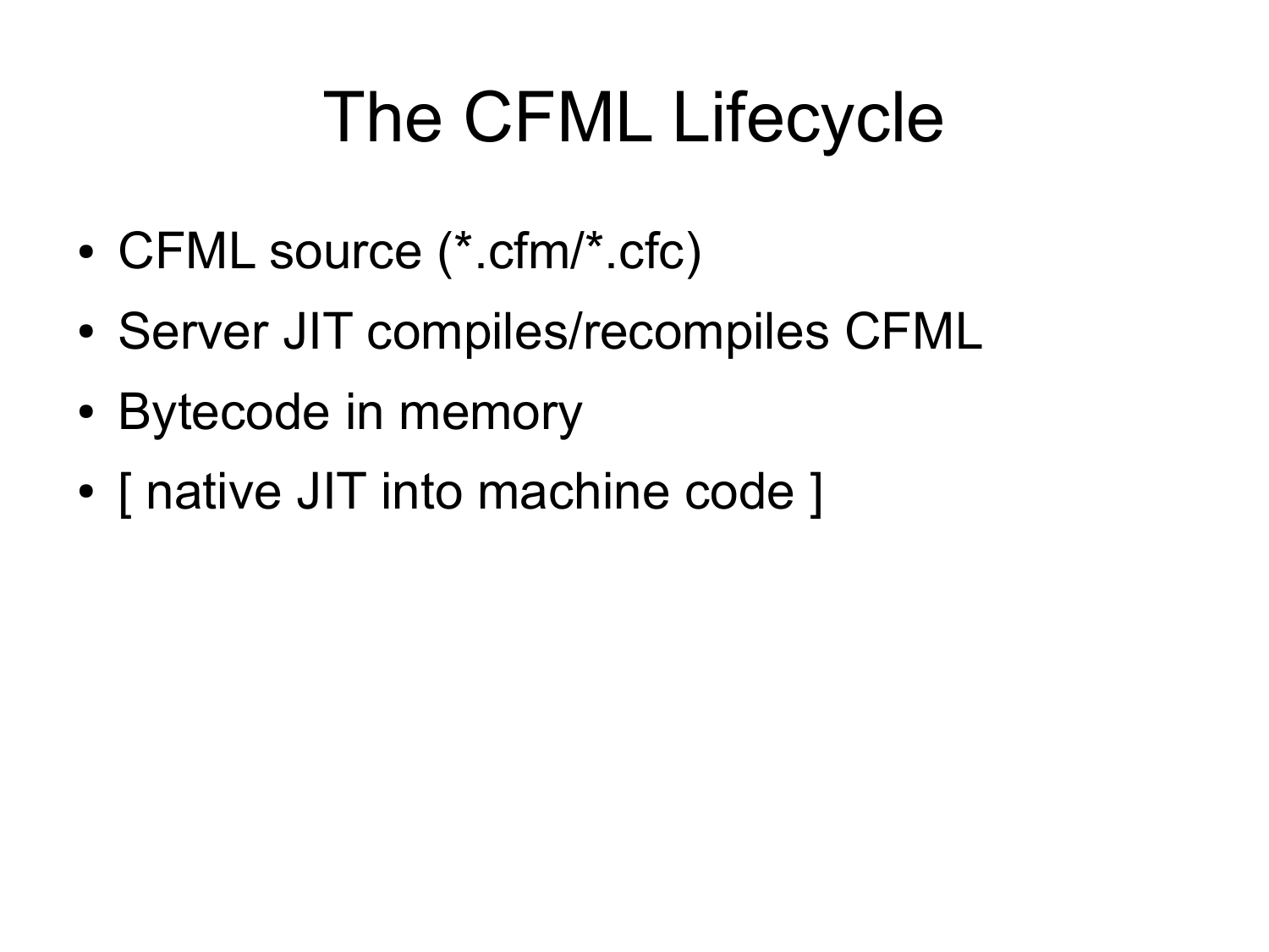# The CFML Lifecycle

- CFML source (*.cfm/*.cfc)
- Server JIT compiles/recompiles CFML
- Bytecode in memory
- [ native JIT into machine code ]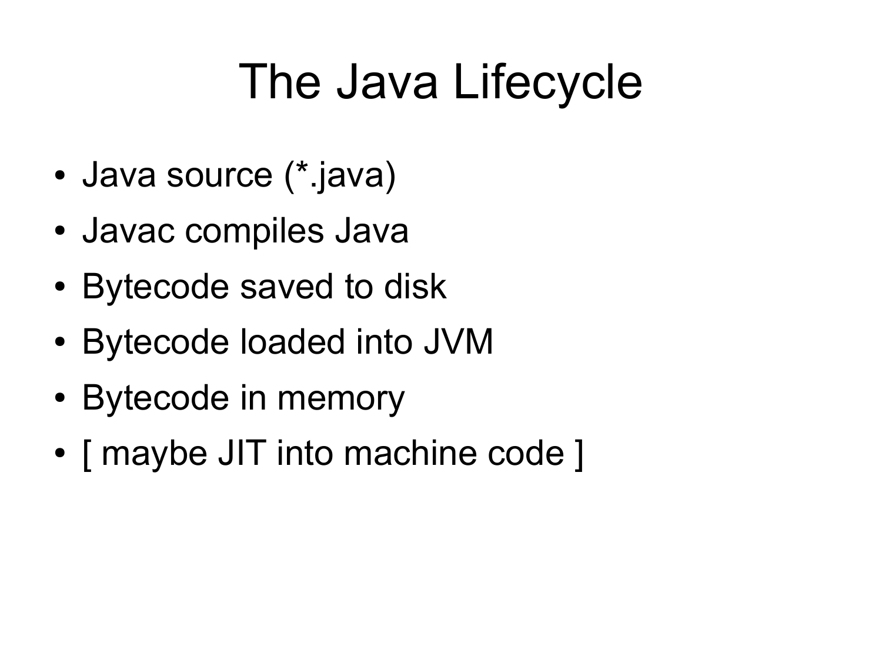# The Java Lifecycle

- Java source (*.java)
- Javac compiles Java
- Bytecode saved to disk
- Bytecode loaded into JVM
- Bytecode in memory
- [ maybe JIT into machine code ]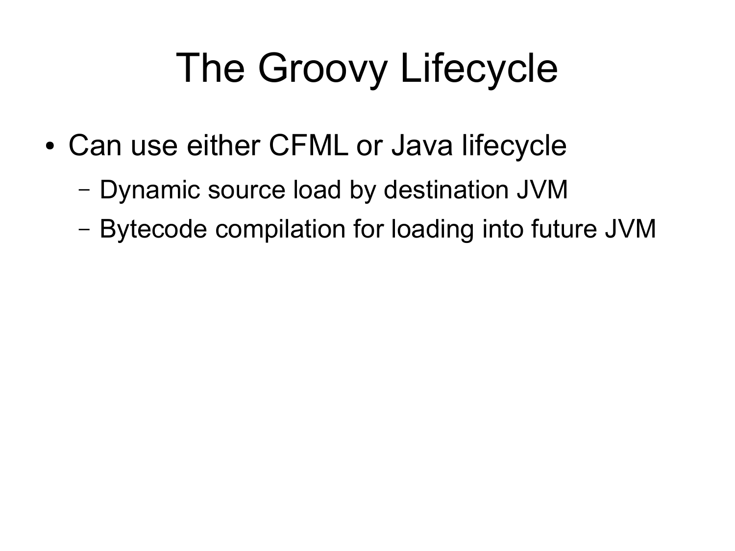# The Groovy Lifecycle

- Can use either CFML or Java lifecycle
  - Dynamic source load by destination JVM
  - Bytecode compilation for loading into future JVM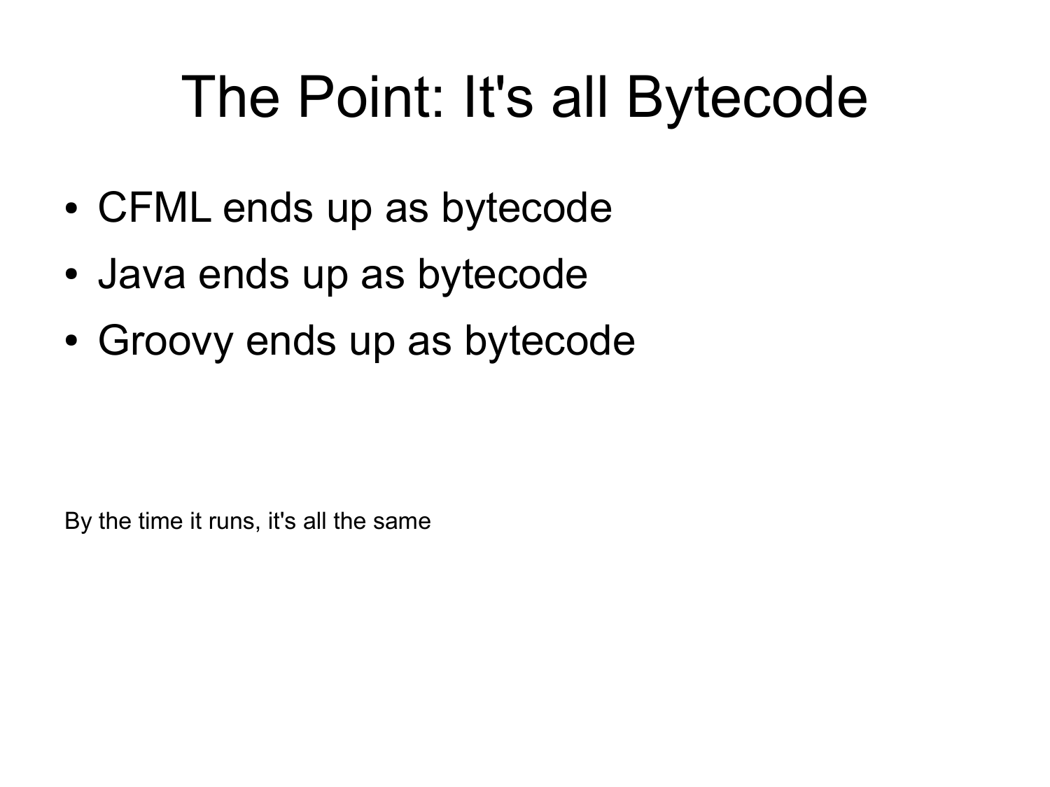# The Point: It's all Bytecode

- CFML ends up as bytecode
- Java ends up as bytecode
- Groovy ends up as bytecode

By the time it runs, it's all the same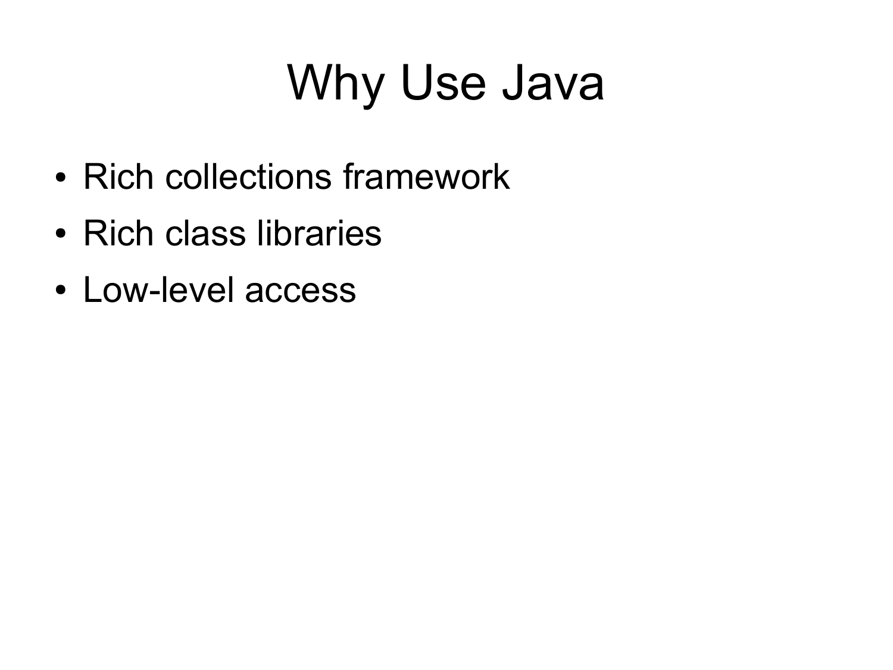# Why Use Java

- Rich collections framework
- Rich class libraries
- Low-level access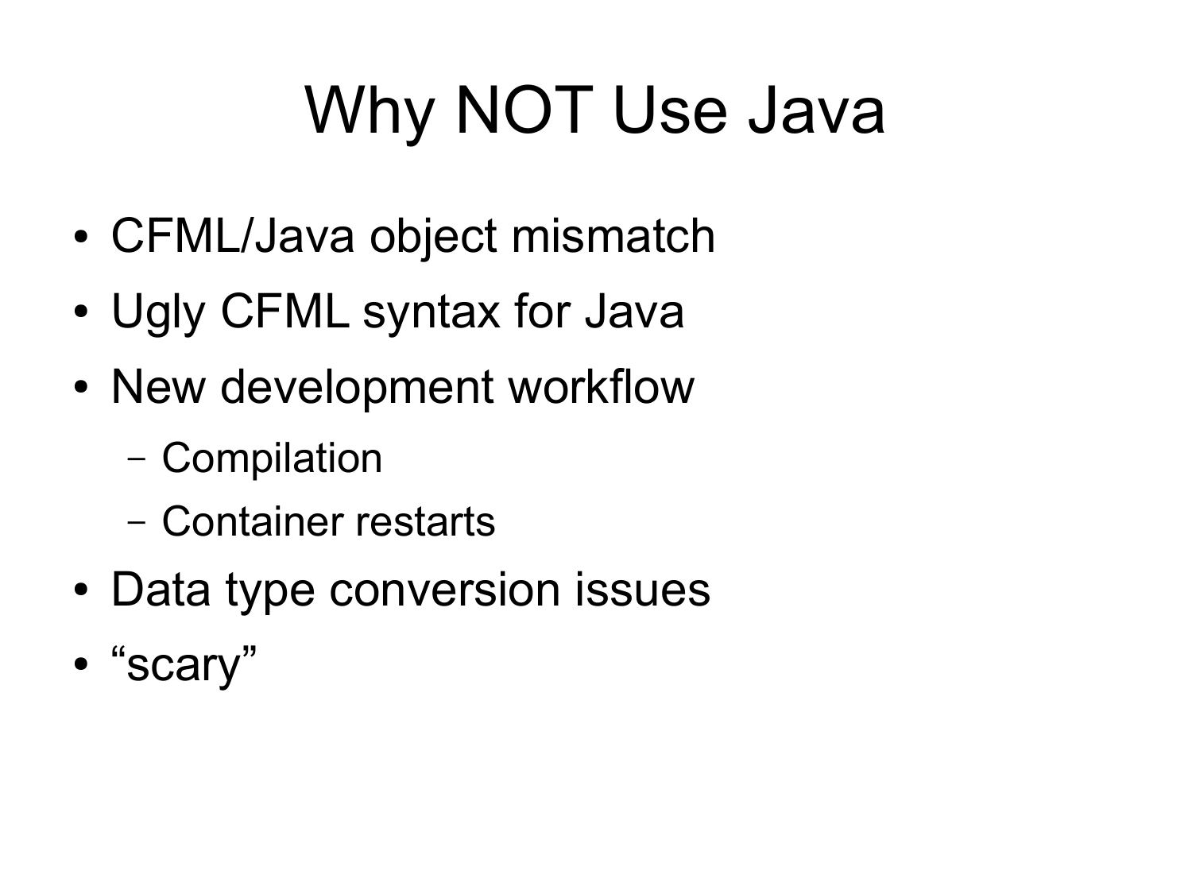# Why NOT Use Java

- CFML/Java object mismatch
- Ugly CFML syntax for Java
- New development workflow
  - Compilation
  - Container restarts
- Data type conversion issues
- "scary"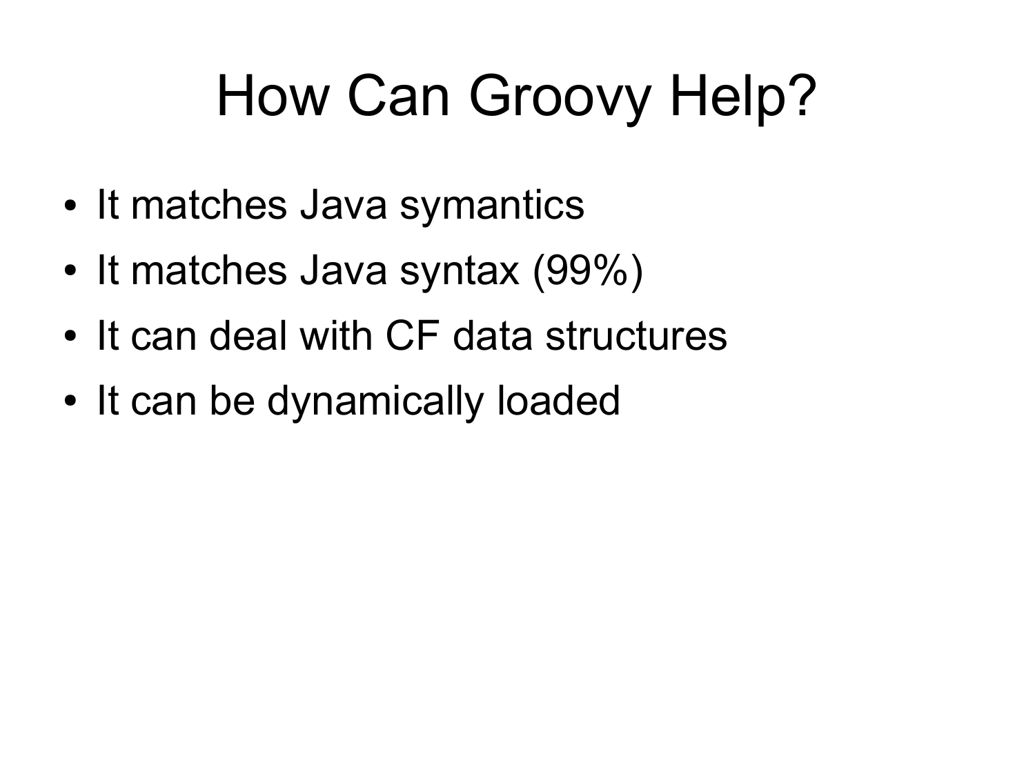# How Can Groovy Help?

- It matches Java symantics
- It matches Java syntax (99%)
- It can deal with CF data structures
- It can be dynamically loaded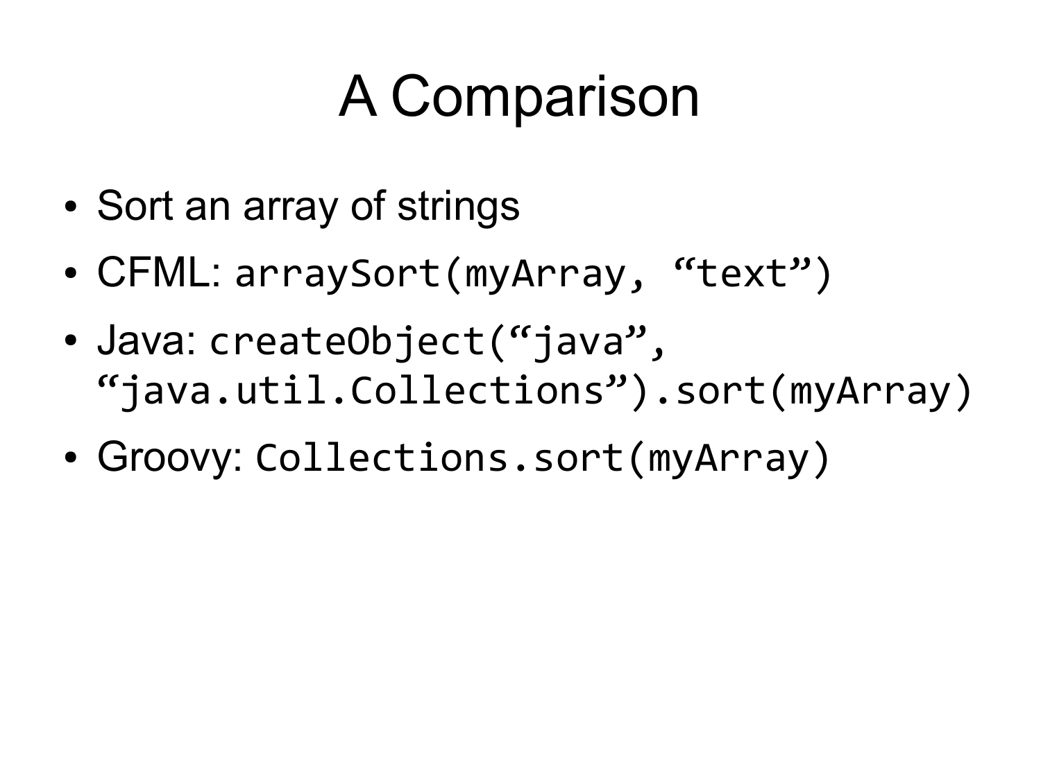# A Comparison

- Sort an array of strings
- CFML: `arraySort(myArray, “text”)`
- Java: `createObject(“java”, “java.util.Collections”).sort(myArray)`
- Groovy: `Collections.sort(myArray)`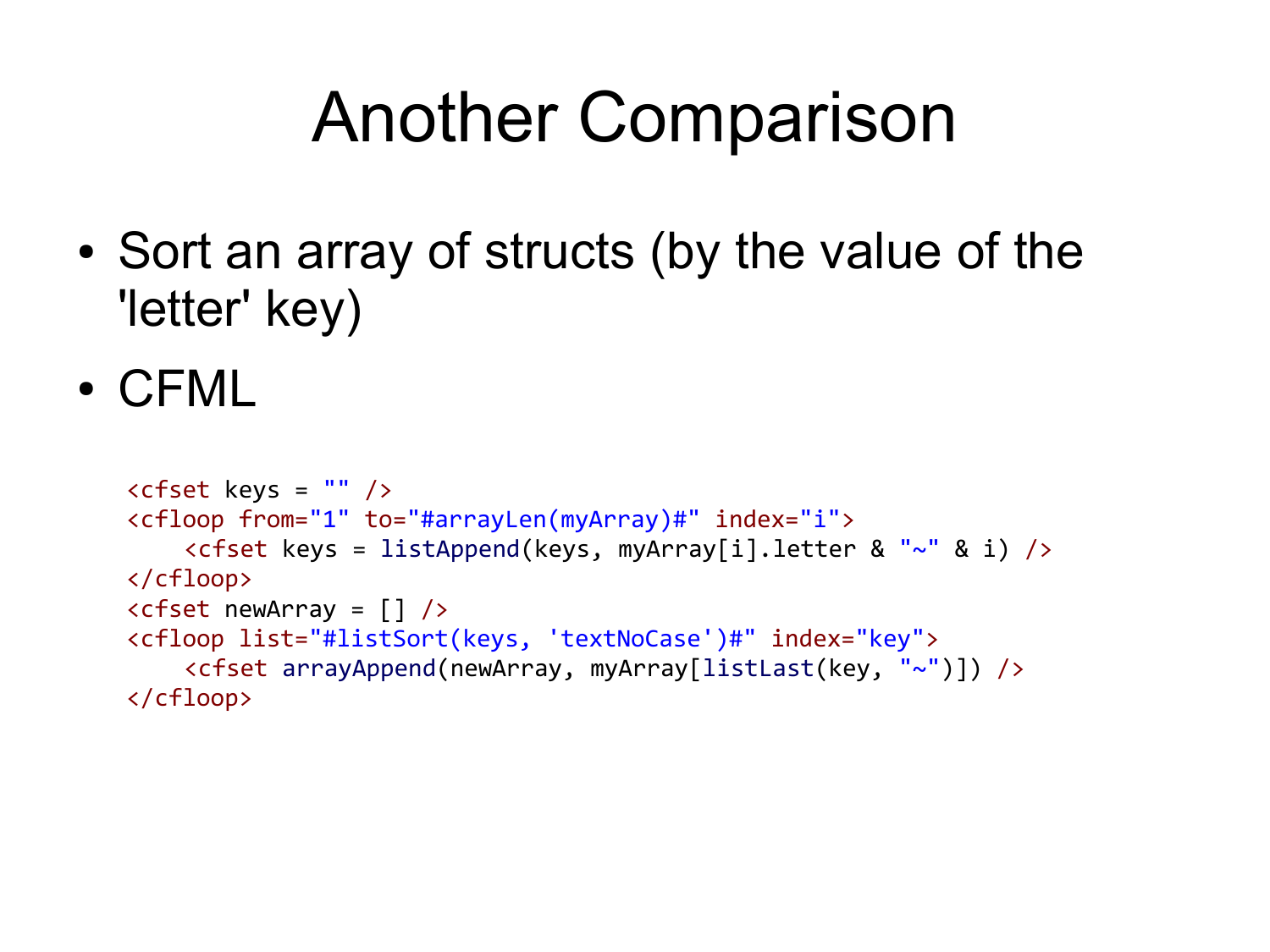# Another Comparison

- Sort an array of structs (by the value of the 'letter' key)
- CFML

```
<cfset keys = "" />
<cfloop from="1" to="#arrayLen(myArray)#" index="i">
    <cfset keys = listAppend(keys, myArray[i].letter & "~" & i) />
</cfloop>
<cfset newArray = [] />
<cfloop list="#listSort(keys, 'textNoCase')#" index="key">
    <cfset arrayAppend(newArray, myArray[listLast(key, "~")]) />
</cfloop>
```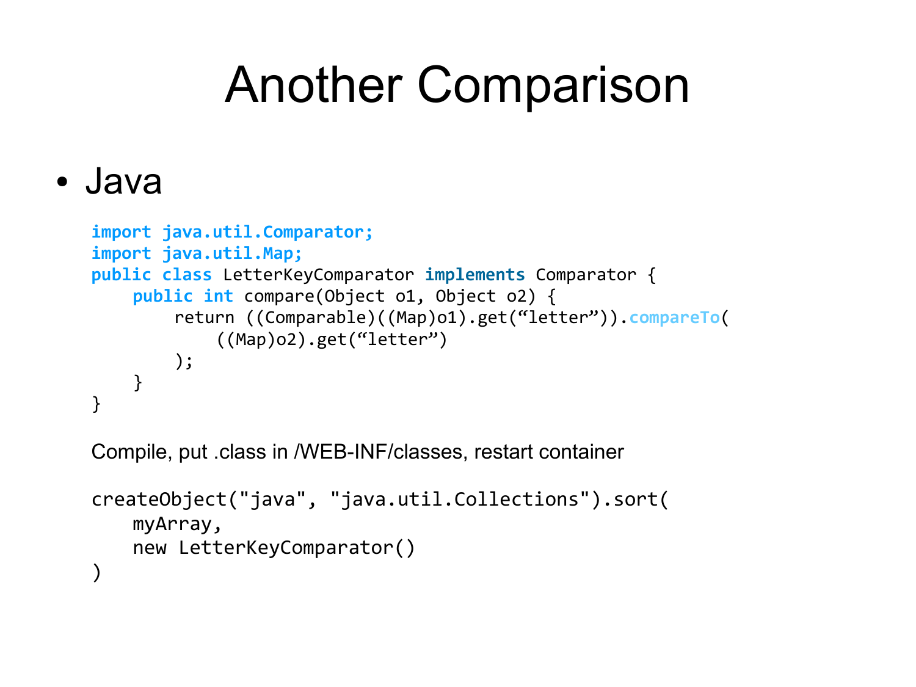# Another Comparison

- Java

```
import java.util.Comparator;
import java.util.Map;
public class LetterKeyComparator implements Comparator {
    public int compare(Object o1, Object o2) {
        return ((Comparable)((Map)o1).get(“letter”)).compareTo(
            ((Map)o2).get(“letter”)
        );
    }
}
```

Compile, put .class in /WEB-INF/classes, restart container

```
createObject("java", "java.util.Collections").sort(
    myArray,
    new LetterKeyComparator()
)
```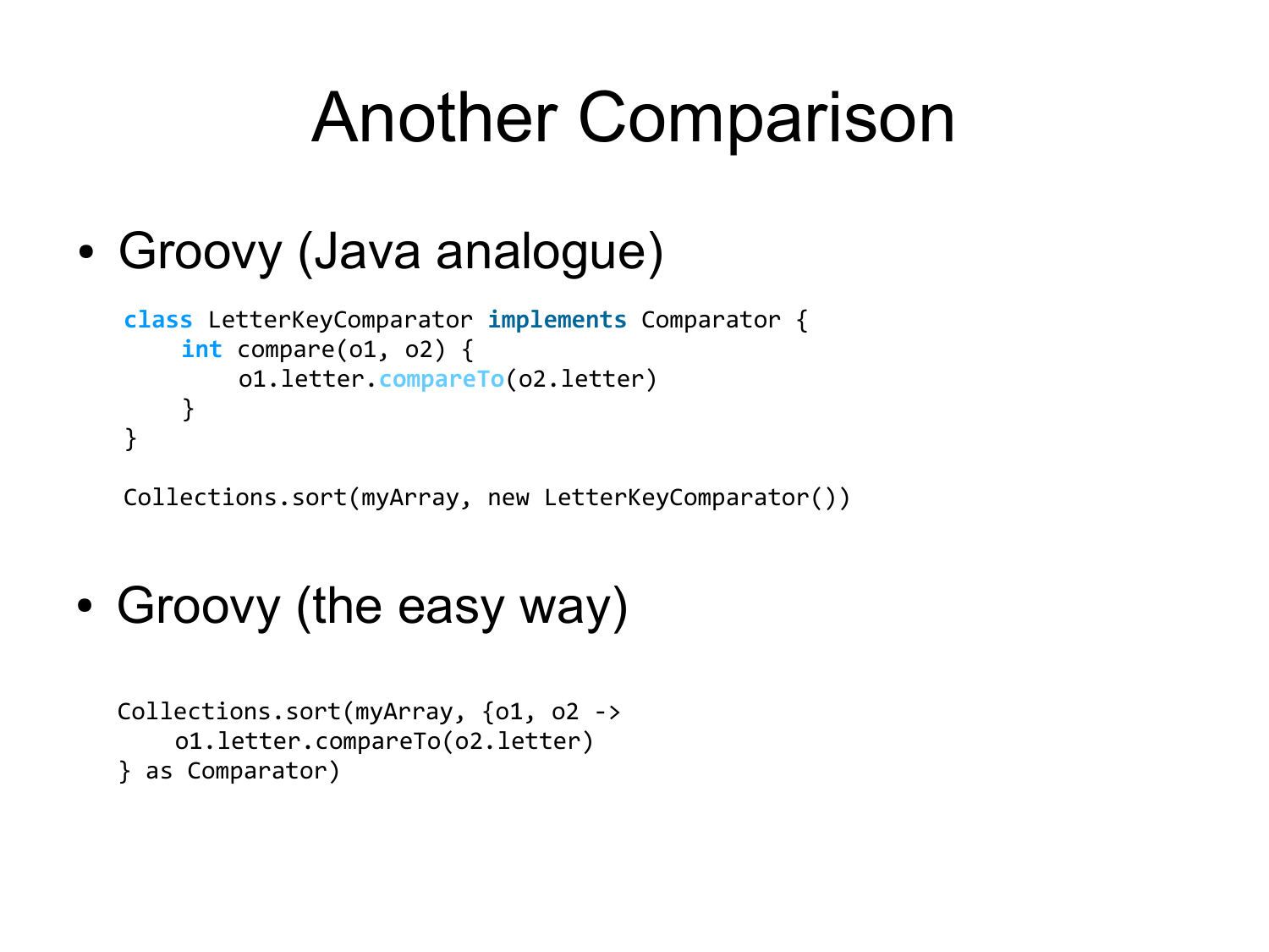# Another Comparison

- Groovy (Java analogue)

```
class LetterKeyComparator implements Comparator {
    int compare(o1, o2) {
        o1.letter.compareTo(o2.letter)
    }
}

Collections.sort(myArray, new LetterKeyComparator())
```

- Groovy (the easy way)

```
Collections.sort(myArray, {o1, o2 ->
    o1.letter.compareTo(o2.letter)
} as Comparator)
```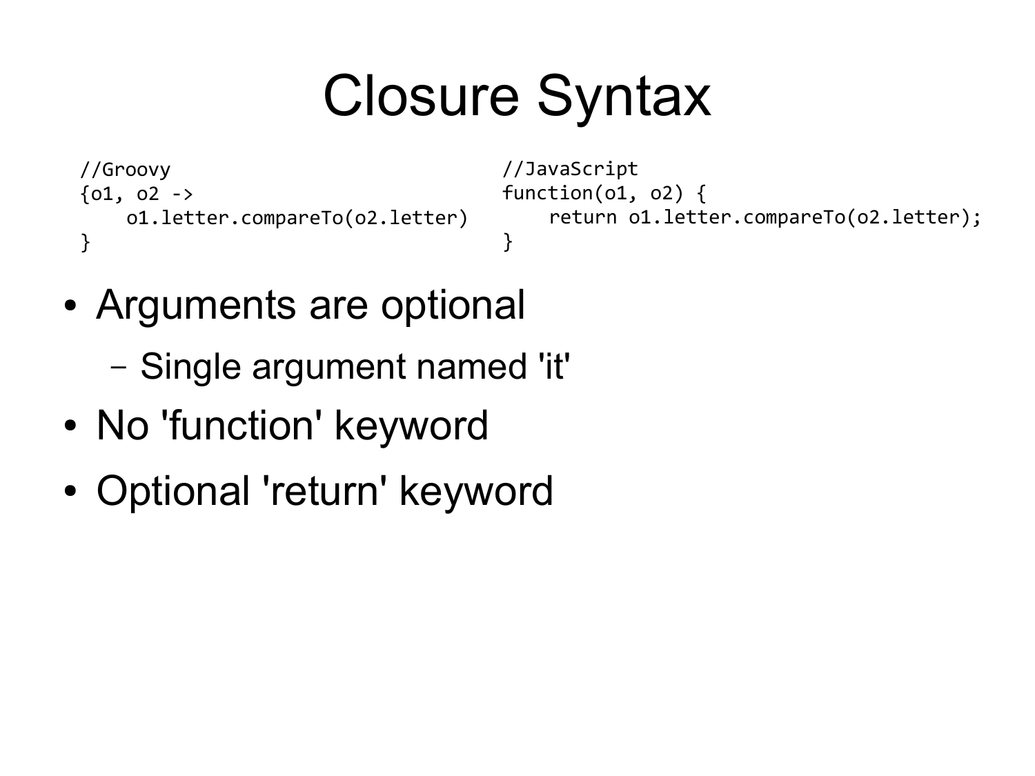# Closure Syntax

```
//Groovy
{o1, o2 ->
    o1.letter.compareTo(o2.letter)
}
```

```
//JavaScript
function(o1, o2) {
    return o1.letter.compareTo(o2.letter);
}
```

- Arguments are optional
  - Single argument named 'it'
- No 'function' keyword
- Optional 'return' keyword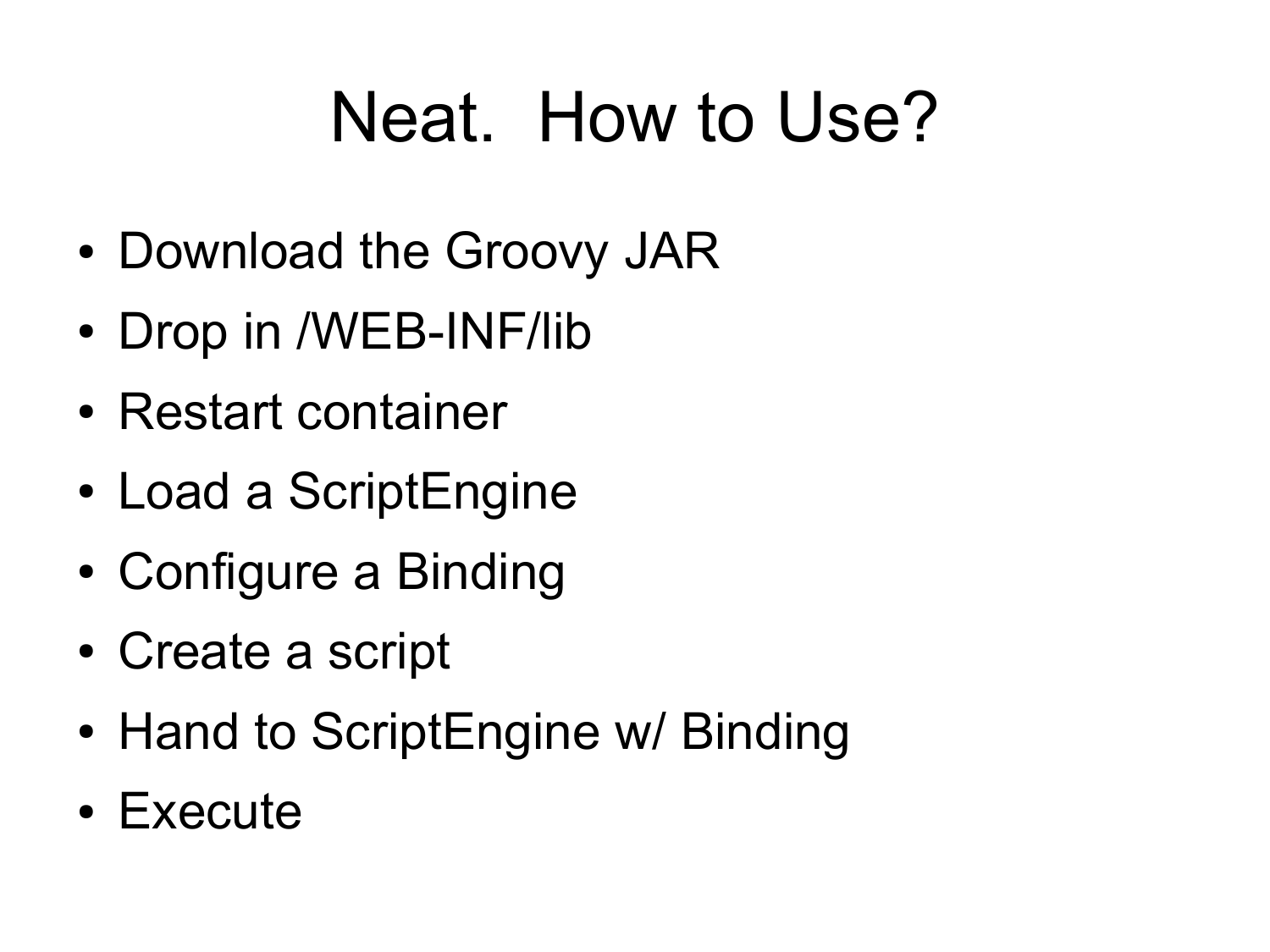# Neat.  How to Use?

- Download the Groovy JAR
- Drop in /WEB-INF/lib
- Restart container
- Load a ScriptEngine
- Configure a Binding
- Create a script
- Hand to ScriptEngine w/ Binding
- Execute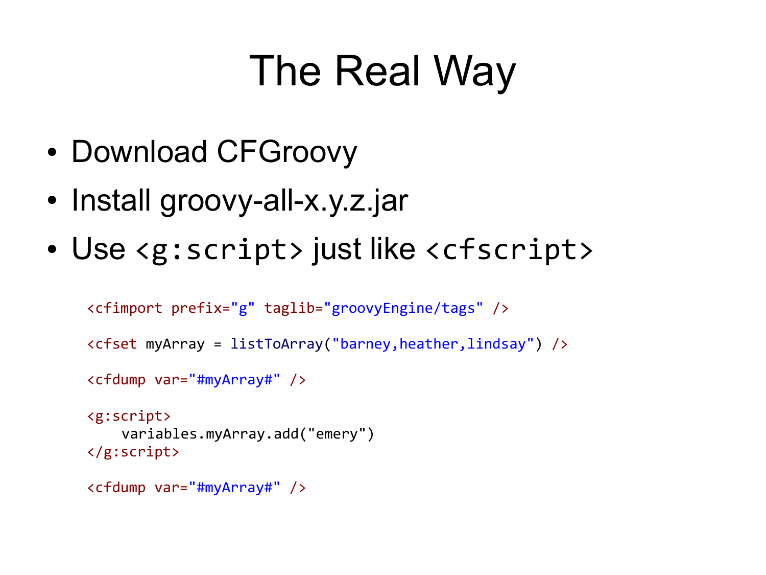# The Real Way

- Download CFGroovy
- Install groovy-all-x.y.z.jar
- Use `<g:script>` just like `<cfscript>`

```
<cfimport prefix="g" taglib="groovyEngine/tags" />

<cfset myArray = listToArray("barney,heather,lindsay") />

<cfdump var="#myArray#" />

<g:script>
    variables.myArray.add("emery")
</g:script>

<cfdump var="#myArray#" />
```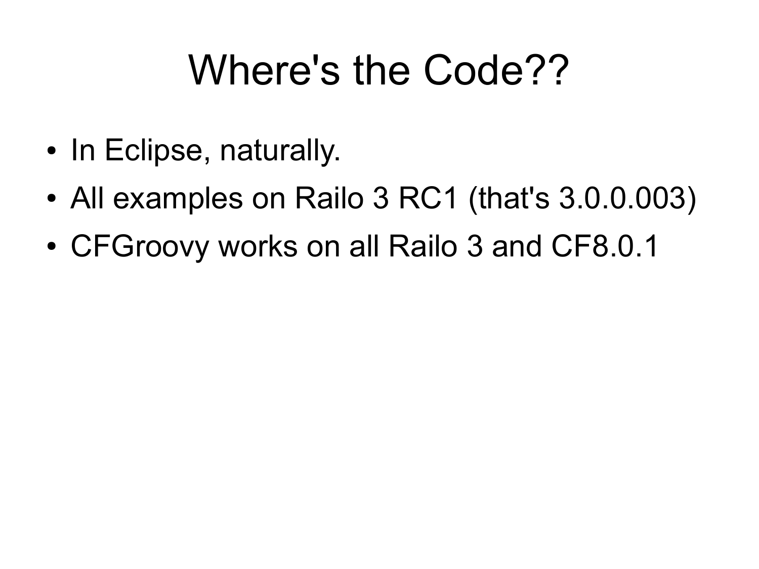# Where's the Code??

- In Eclipse, naturally.
- All examples on Railo 3 RC1 (that's 3.0.0.003)
- CFGroovy works on all Railo 3 and CF8.0.1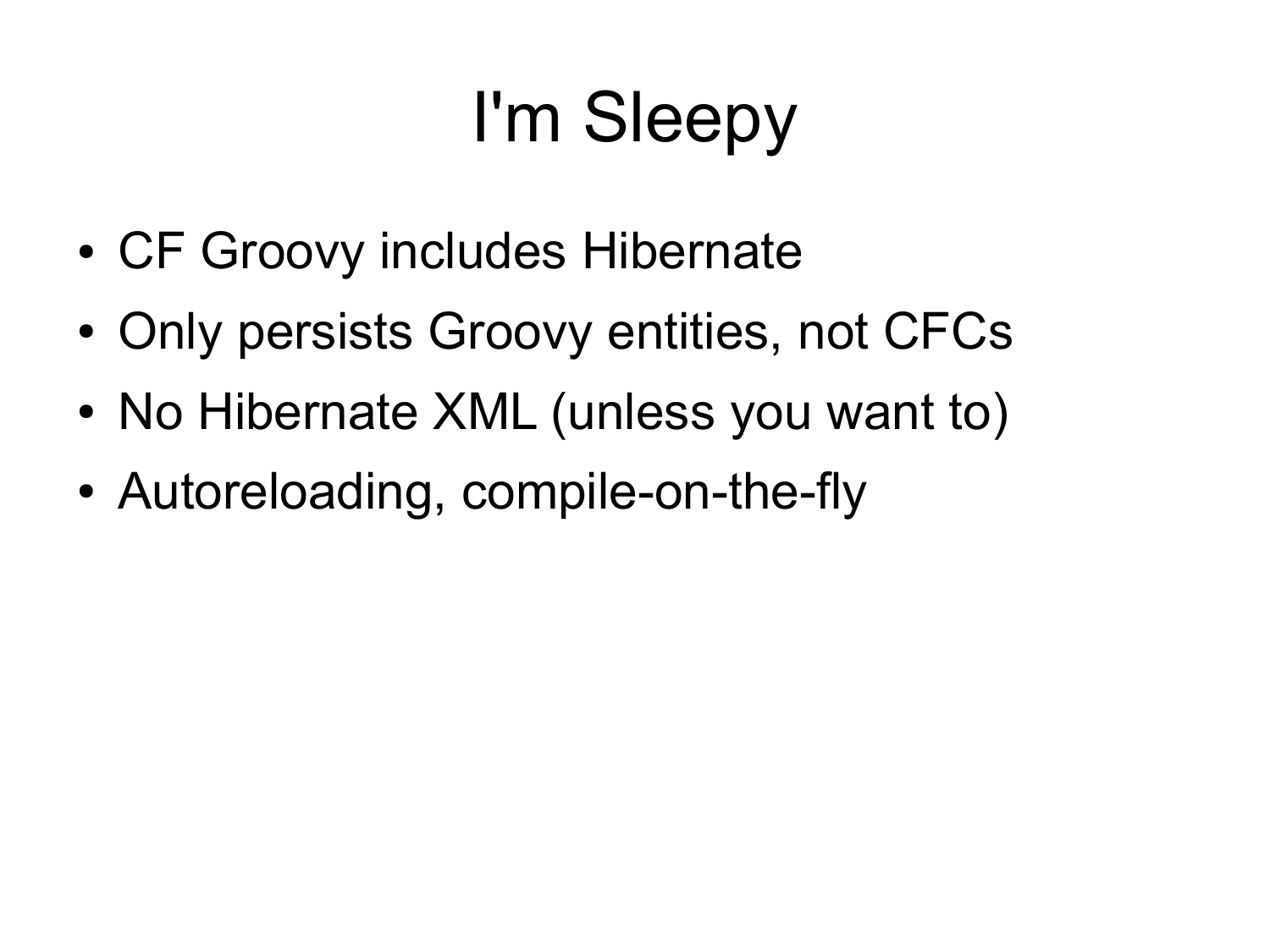# I'm Sleepy

- CF Groovy includes Hibernate
- Only persists Groovy entities, not CFCs
- No Hibernate XML (unless you want to)
- Autoreloading, compile-on-the-fly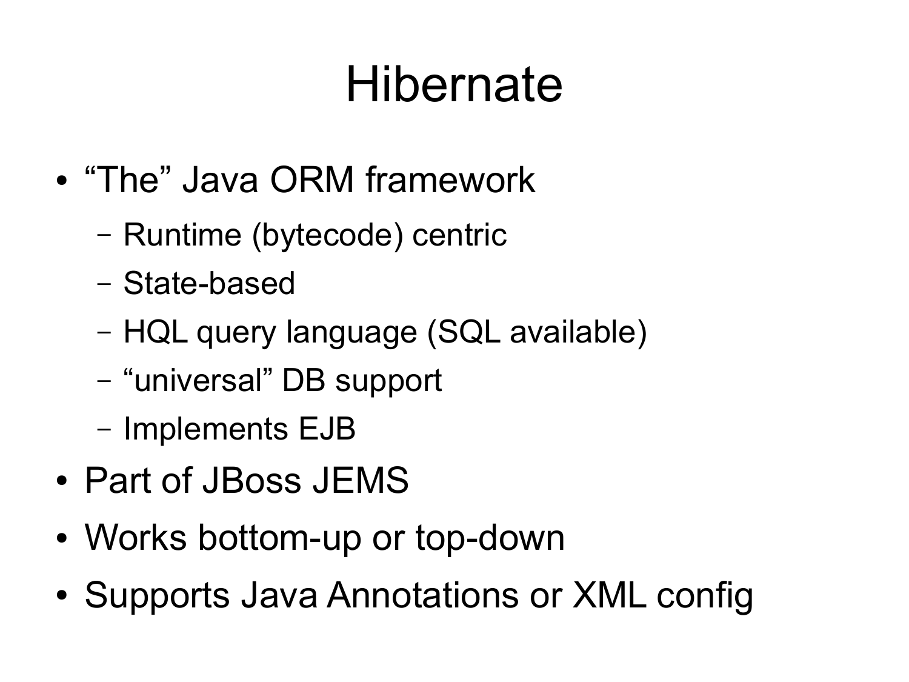# Hibernate

- “The” Java ORM framework
  - Runtime (bytecode) centric
  - State-based
  - HQL query language (SQL available)
  - “universal” DB support
  - Implements EJB
- Part of JBoss JEMS
- Works bottom-up or top-down
- Supports Java Annotations or XML config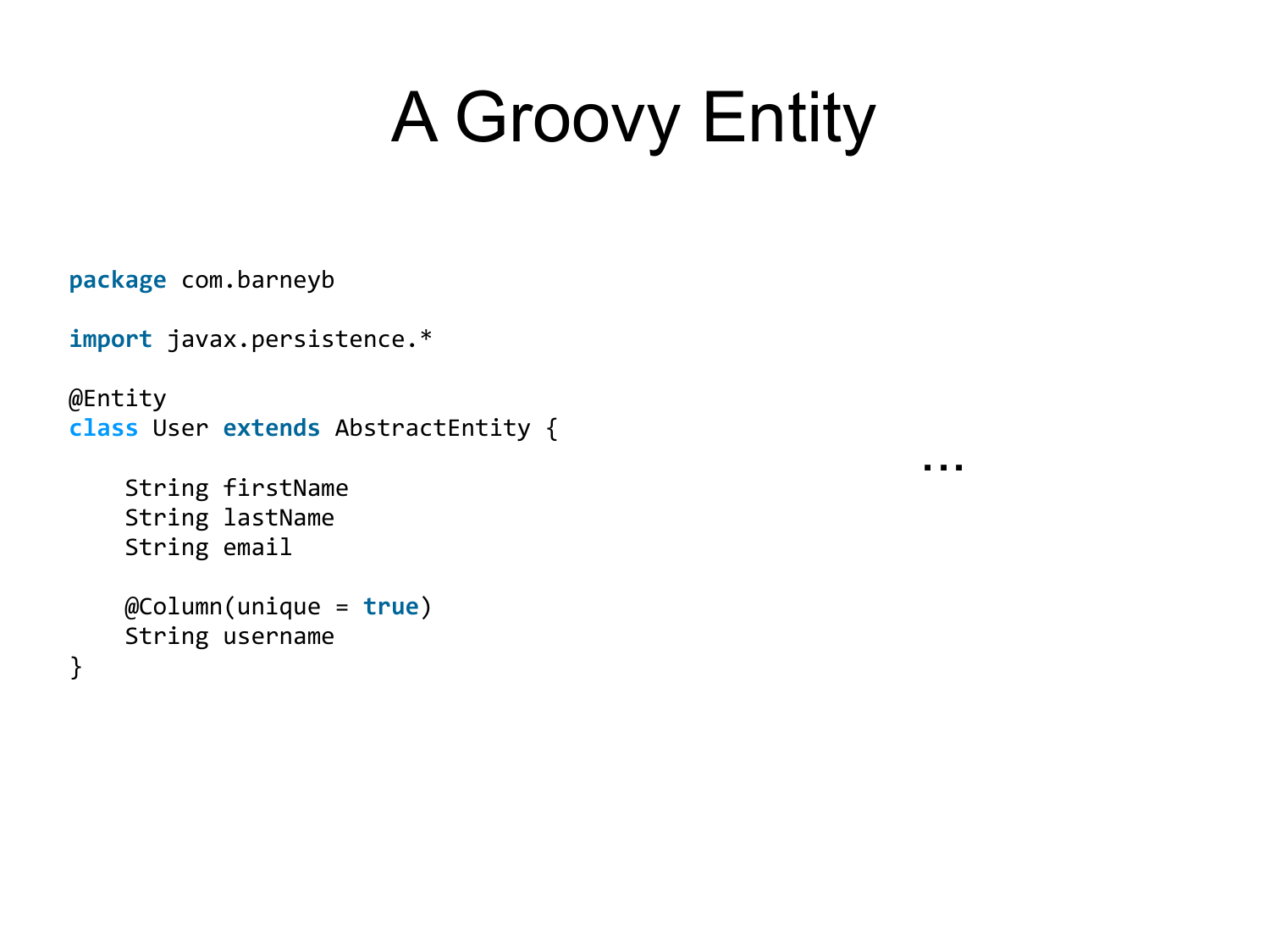# A Groovy Entity

```
package com.barneyb

import javax.persistence.*

@Entity
class User extends AbstractEntity {

    String firstName
    String lastName
    String email

    @Column(unique = true)
    String username
}
```

…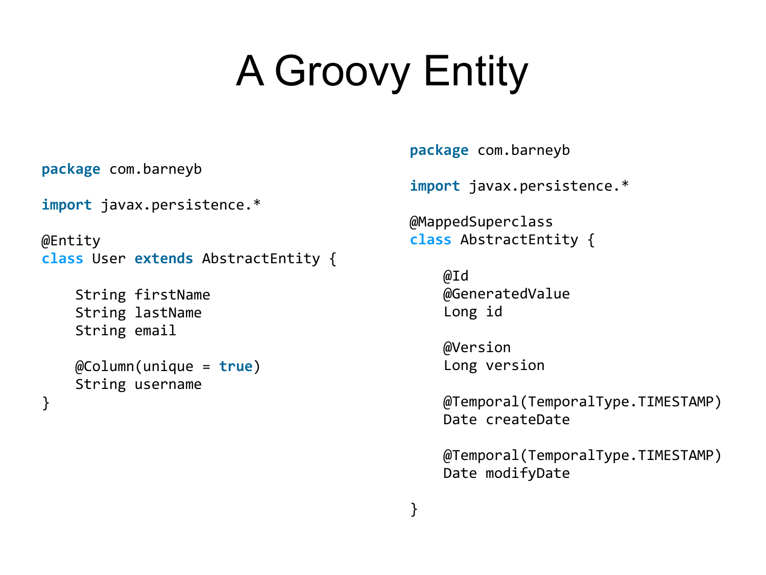# A Groovy Entity

```groovy
package com.barneyb

import javax.persistence.*

@Entity
class User extends AbstractEntity {

    String firstName
    String lastName
    String email

    @Column(unique = true)
    String username
}
```

```groovy
package com.barneyb

import javax.persistence.*

@MappedSuperclass
class AbstractEntity {

    @Id
    @GeneratedValue
    Long id

    @Version
    Long version

    @Temporal(TemporalType.TIMESTAMP)
    Date createDate

    @Temporal(TemporalType.TIMESTAMP)
    Date modifyDate

}
```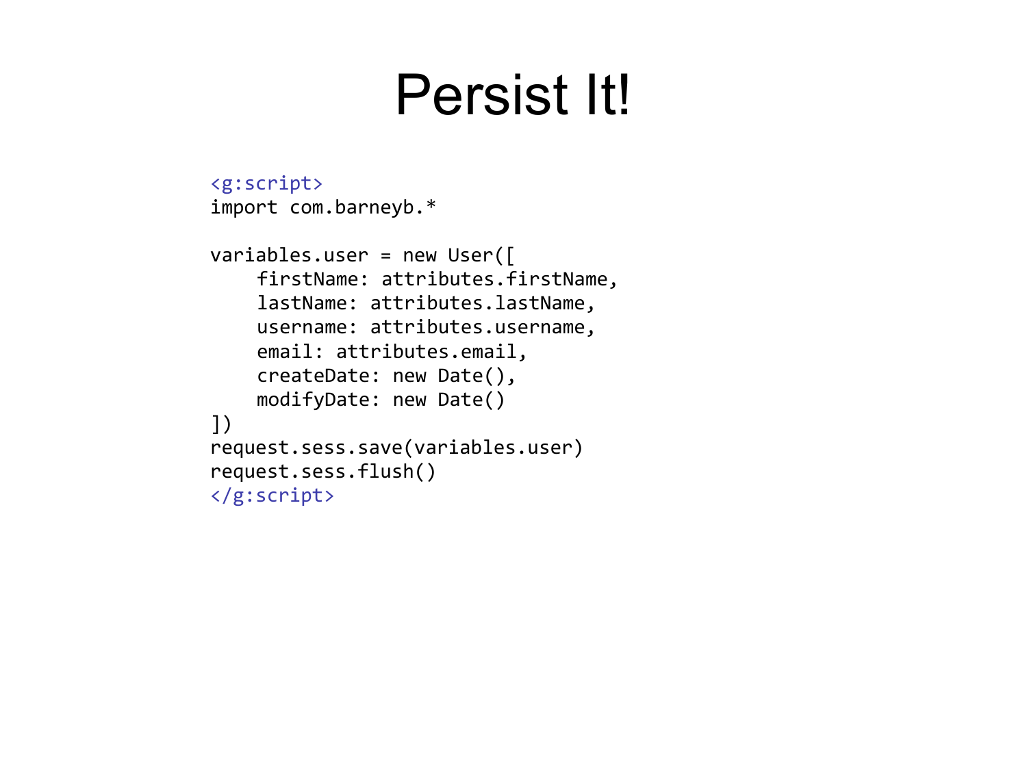# Persist It!

```
<g:script>
import com.barneyb.*

variables.user = new User([
    firstName: attributes.firstName,
    lastName: attributes.lastName,
    username: attributes.username,
    email: attributes.email,
    createDate: new Date(),
    modifyDate: new Date()
])
request.sess.save(variables.user)
request.sess.flush()
</g:script>
```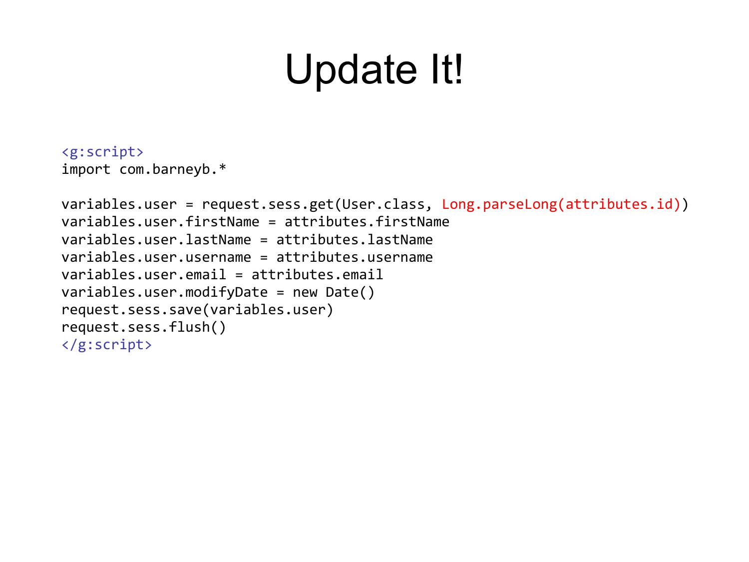# Update It!

```
<g:script>
import com.barneyb.*

variables.user = request.sess.get(User.class, Long.parseLong(attributes.id))
variables.user.firstName = attributes.firstName
variables.user.lastName = attributes.lastName
variables.user.username = attributes.username
variables.user.email = attributes.email
variables.user.modifyDate = new Date()
request.sess.save(variables.user)
request.sess.flush()
</g:script>
```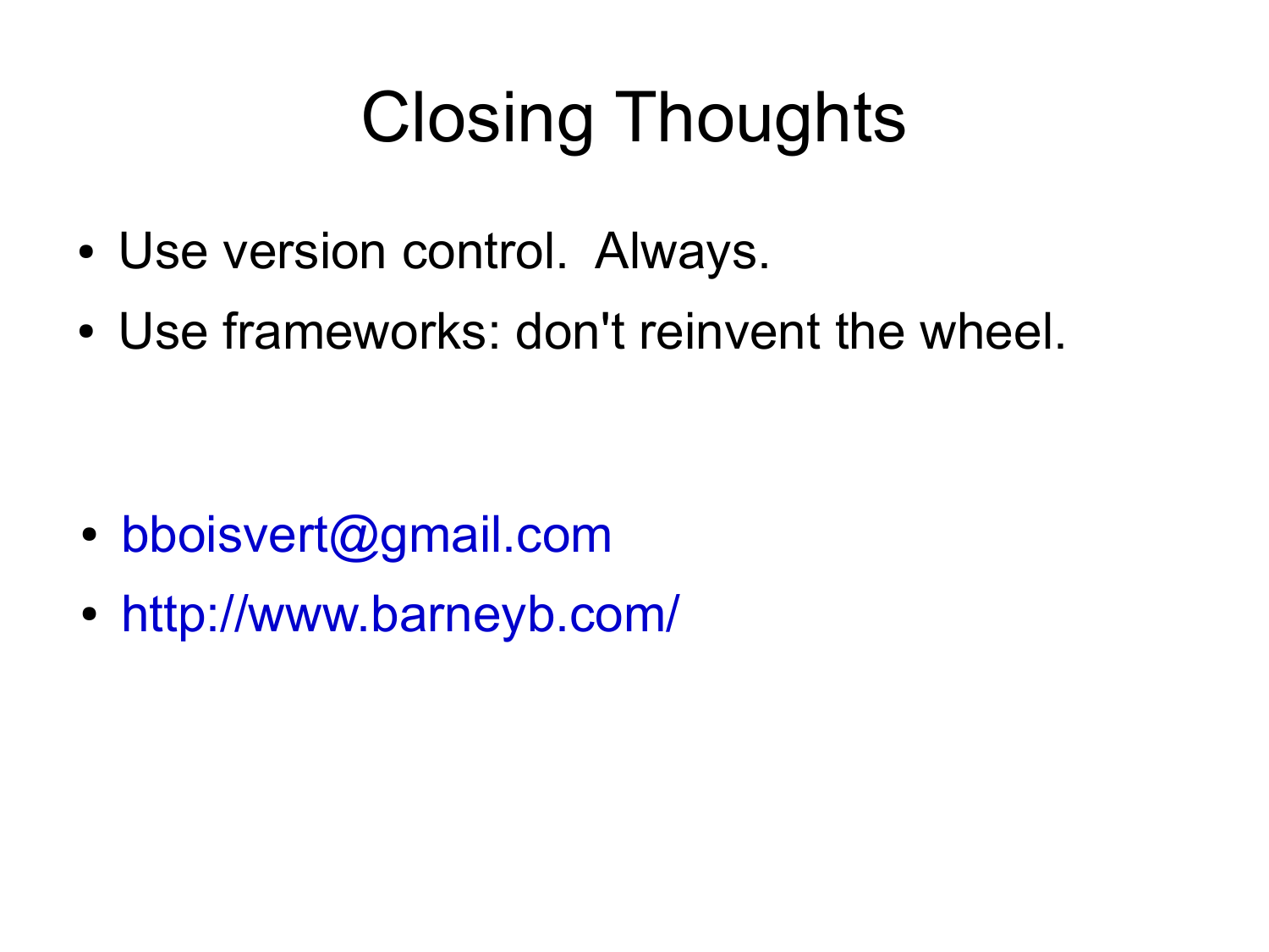# Closing Thoughts

- Use version control. Always.
- Use frameworks: don't reinvent the wheel.

- bboisvert@gmail.com
- http://www.barneyb.com/